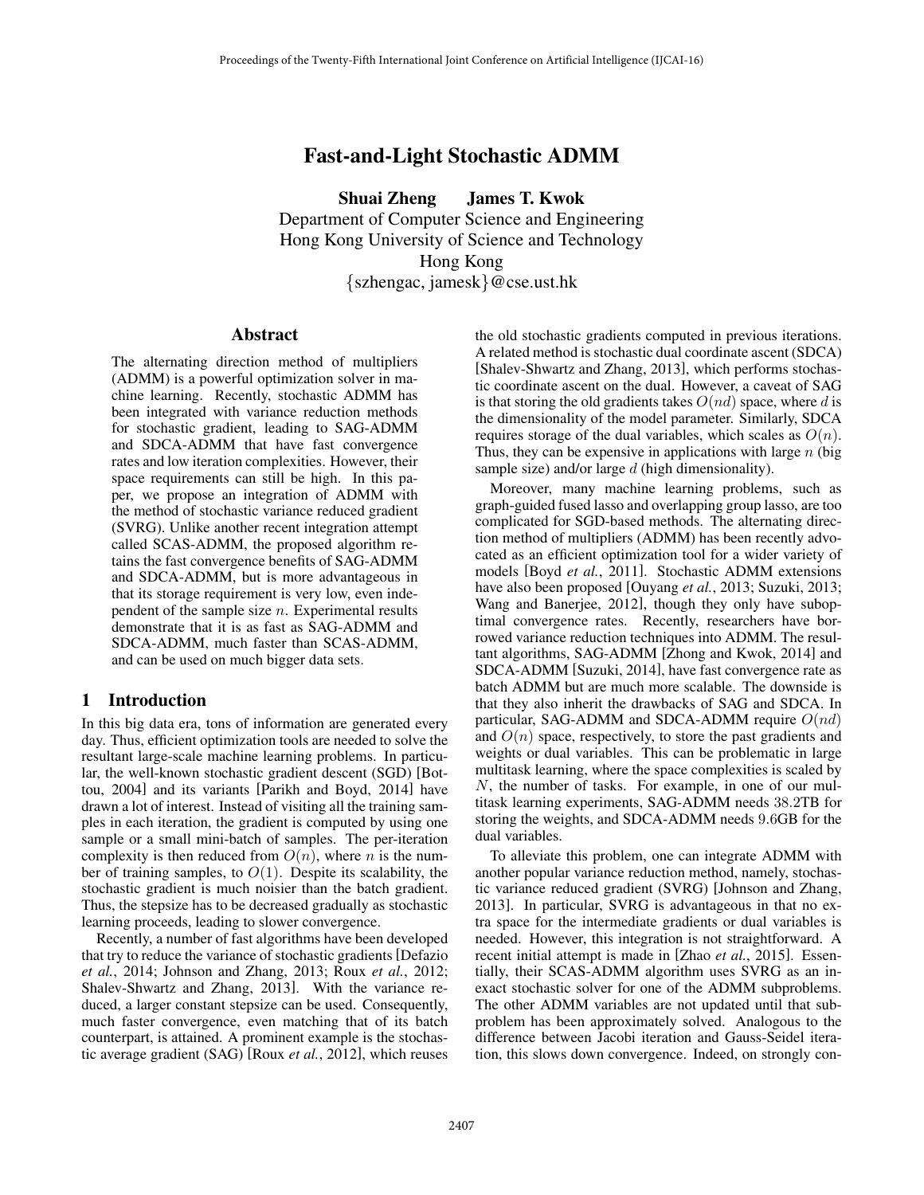# Fast-and-Light Stochastic ADMM

**Shuai Zheng James T. Kwok**
Department of Computer Science and Engineering
Hong Kong University of Science and Technology
Hong Kong
{szhengac, jamesk}@cse.ust.hk

## Abstract

The alternating direction method of multipliers (ADMM) is a powerful optimization solver in machine learning. Recently, stochastic ADMM has been integrated with variance reduction methods for stochastic gradient, leading to SAG-ADMM and SDCA-ADMM that have fast convergence rates and low iteration complexities. However, their space requirements can still be high. In this paper, we propose an integration of ADMM with the method of stochastic variance reduced gradient (SVRG). Unlike another recent integration attempt called SCAS-ADMM, the proposed algorithm retains the fast convergence benefits of SAG-ADMM and SDCA-ADMM, but is more advantageous in that its storage requirement is very low, even independent of the sample size $n$. Experimental results demonstrate that it is as fast as SAG-ADMM and SDCA-ADMM, much faster than SCAS-ADMM, and can be used on much bigger data sets.

## 1 Introduction

In this big data era, tons of information are generated every day. Thus, efficient optimization tools are needed to solve the resultant large-scale machine learning problems. In particular, the well-known stochastic gradient descent (SGD) [Bottou, 2004] and its variants [Parikh and Boyd, 2014] have drawn a lot of interest. Instead of visiting all the training samples in each iteration, the gradient is computed by using one sample or a small mini-batch of samples. The per-iteration complexity is then reduced from $O(n)$, where $n$ is the number of training samples, to $O(1)$. Despite its scalability, the stochastic gradient is much noisier than the batch gradient. Thus, the stepsize has to be decreased gradually as stochastic learning proceeds, leading to slower convergence.

Recently, a number of fast algorithms have been developed that try to reduce the variance of stochastic gradients [Defazio *et al.*, 2014; Johnson and Zhang, 2013; Roux *et al.*, 2012; Shalev-Shwartz and Zhang, 2013]. With the variance reduced, a larger constant stepsize can be used. Consequently, much faster convergence, even matching that of its batch counterpart, is attained. A prominent example is the stochastic average gradient (SAG) [Roux *et al.*, 2012], which reuses the old stochastic gradients computed in previous iterations. A related method is stochastic dual coordinate ascent (SDCA) [Shalev-Shwartz and Zhang, 2013], which performs stochastic coordinate ascent on the dual. However, a caveat of SAG is that storing the old gradients takes $O(nd)$ space, where $d$ is the dimensionality of the model parameter. Similarly, SDCA requires storage of the dual variables, which scales as $O(n)$. Thus, they can be expensive in applications with large $n$ (big sample size) and/or large $d$ (high dimensionality).

Moreover, many machine learning problems, such as graph-guided fused lasso and overlapping group lasso, are too complicated for SGD-based methods. The alternating direction method of multipliers (ADMM) has been recently advocated as an efficient optimization tool for a wider variety of models [Boyd *et al.*, 2011]. Stochastic ADMM extensions have also been proposed [Ouyang *et al.*, 2013; Suzuki, 2013; Wang and Banerjee, 2012], though they only have suboptimal convergence rates. Recently, researchers have borrowed variance reduction techniques into ADMM. The resultant algorithms, SAG-ADMM [Zhong and Kwok, 2014] and SDCA-ADMM [Suzuki, 2014], have fast convergence rate as batch ADMM but are much more scalable. The downside is that they also inherit the drawbacks of SAG and SDCA. In particular, SAG-ADMM and SDCA-ADMM require $O(nd)$ and $O(n)$ space, respectively, to store the past gradients and weights or dual variables. This can be problematic in large multitask learning, where the space complexities is scaled by $N$, the number of tasks. For example, in one of our multitask learning experiments, SAG-ADMM needs $38.2$TB for storing the weights, and SDCA-ADMM needs $9.6$GB for the dual variables.

To alleviate this problem, one can integrate ADMM with another popular variance reduction method, namely, stochastic variance reduced gradient (SVRG) [Johnson and Zhang, 2013]. In particular, SVRG is advantageous in that no extra space for the intermediate gradients or dual variables is needed. However, this integration is not straightforward. A recent initial attempt is made in [Zhao *et al.*, 2015]. Essentially, their SCAS-ADMM algorithm uses SVRG as an inexact stochastic solver for one of the ADMM subproblems. The other ADMM variables are not updated until that subproblem has been approximately solved. Analogous to the difference between Jacobi iteration and Gauss-Seidel iteration, this slows down convergence. Indeed, on strongly con-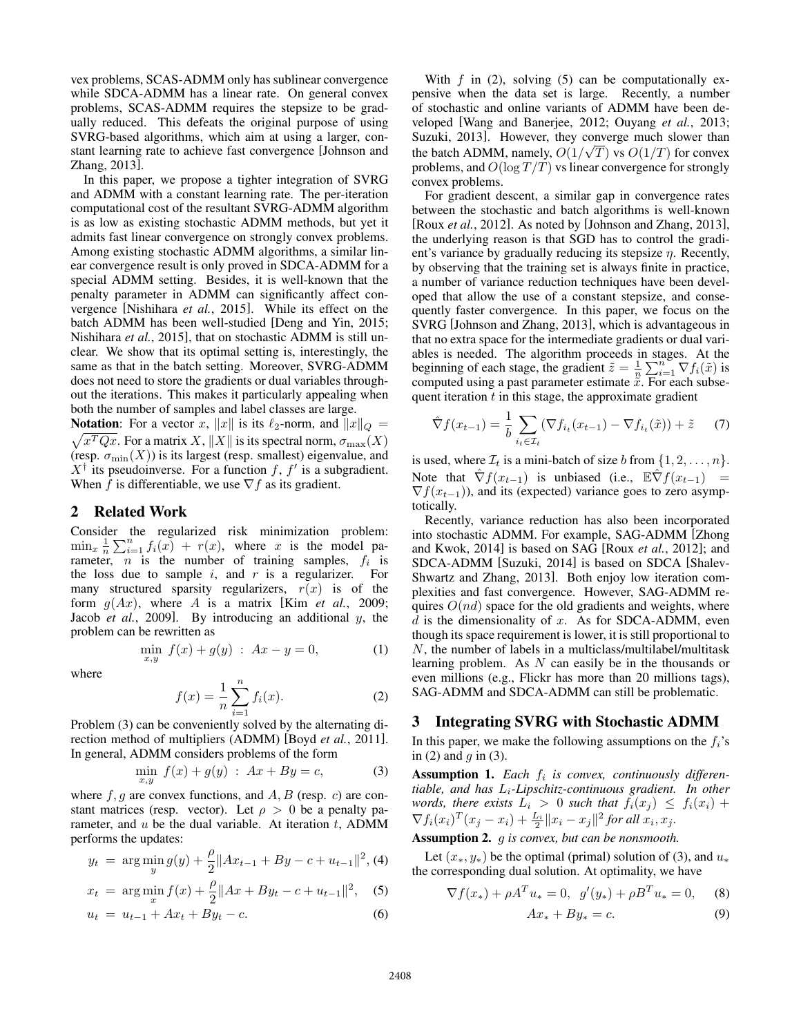vex problems, SCAS-ADMM only has sublinear convergence while SDCA-ADMM has a linear rate. On general convex problems, SCAS-ADMM requires the stepsize to be gradually reduced. This defeats the original purpose of using SVRG-based algorithms, which aim at using a larger, constant learning rate to achieve fast convergence [Johnson and Zhang, 2013].

In this paper, we propose a tighter integration of SVRG and ADMM with a constant learning rate. The per-iteration computational cost of the resultant SVRG-ADMM algorithm is as low as existing stochastic ADMM methods, but yet it admits fast linear convergence on strongly convex problems. Among existing stochastic ADMM algorithms, a similar linear convergence result is only proved in SDCA-ADMM for a special ADMM setting. Besides, it is well-known that the penalty parameter in ADMM can significantly affect convergence [Nishihara *et al.*, 2015]. While its effect on the batch ADMM has been well-studied [Deng and Yin, 2015; Nishihara *et al.*, 2015], that on stochastic ADMM is still unclear. We show that its optimal setting is, interestingly, the same as that in the batch setting. Moreover, SVRG-ADMM does not need to store the gradients or dual variables throughout the iterations. This makes it particularly appealing when both the number of samples and label classes are large.

**Notation**: For a vector $x$, $\|x\|$ is its $\ell_2$-norm, and $\|x\|_Q = \sqrt{x^TQx}$. For a matrix $X$, $\|X\|$ is its spectral norm, $\sigma_{\max}(X)$ (resp. $\sigma_{\min}(X)$) is its largest (resp. smallest) eigenvalue, and $X^\dagger$ its pseudoinverse. For a function $f$, $f'$ is a subgradient. When $f$ is differentiable, we use $\nabla f$ as its gradient.

## 2 Related Work

Consider the regularized risk minimization problem: $\min_x \frac{1}{n}\sum_{i=1}^n f_i(x) + r(x)$, where $x$ is the model parameter, $n$ is the number of training samples, $f_i$ is the loss due to sample $i$, and $r$ is a regularizer. For many structured sparsity regularizers, $r(x)$ is of the form $g(Ax)$, where $A$ is a matrix [Kim *et al.*, 2009; Jacob *et al.*, 2009]. By introducing an additional $y$, the problem can be rewritten as

$$\min_{x,y} \; f(x) + g(y) \; : \; Ax - y = 0, \tag{1}$$

where

$$f(x) = \frac{1}{n}\sum_{i=1}^n f_i(x). \tag{2}$$

Problem (3) can be conveniently solved by the alternating direction method of multipliers (ADMM) [Boyd *et al.*, 2011]. In general, ADMM considers problems of the form

$$\min_{x,y} \; f(x) + g(y) \; : \; Ax + By = c, \tag{3}$$

where $f, g$ are convex functions, and $A, B$ (resp. $c$) are constant matrices (resp. vector). Let $\rho > 0$ be a penalty parameter, and $u$ be the dual variable. At iteration $t$, ADMM performs the updates:

$$y_t = \arg\min_y g(y) + \frac{\rho}{2}\|Ax_{t-1} + By - c + u_{t-1}\|^2, \tag{4}$$

$$x_t = \arg\min_x f(x) + \frac{\rho}{2}\|Ax + By_t - c + u_{t-1}\|^2, \tag{5}$$

$$u_t = u_{t-1} + Ax_t + By_t - c. \tag{6}$$

With $f$ in (2), solving (5) can be computationally expensive when the data set is large. Recently, a number of stochastic and online variants of ADMM have been developed [Wang and Banerjee, 2012; Ouyang *et al.*, 2013; Suzuki, 2013]. However, they converge much slower than the batch ADMM, namely, $O(1/\sqrt{T})$ vs $O(1/T)$ for convex problems, and $O(\log T/T)$ vs linear convergence for strongly convex problems.

For gradient descent, a similar gap in convergence rates between the stochastic and batch algorithms is well-known [Roux *et al.*, 2012]. As noted by [Johnson and Zhang, 2013], the underlying reason is that SGD has to control the gradient's variance by gradually reducing its stepsize $\eta$. Recently, by observing that the training set is always finite in practice, a number of variance reduction techniques have been developed that allow the use of a constant stepsize, and consequently faster convergence. In this paper, we focus on the SVRG [Johnson and Zhang, 2013], which is advantageous in that no extra space for the intermediate gradients or dual variables is needed. The algorithm proceeds in stages. At the beginning of each stage, the gradient $\tilde{z} = \frac{1}{n}\sum_{i=1}^n \nabla f_i(\tilde{x})$ is computed using a past parameter estimate $\tilde{x}$. For each subsequent iteration $t$ in this stage, the approximate gradient

$$\hat{\nabla} f(x_{t-1}) = \frac{1}{b}\sum_{i_t \in \mathcal{I}_t} (\nabla f_{i_t}(x_{t-1}) - \nabla f_{i_t}(\tilde{x})) + \tilde{z} \tag{7}$$

is used, where $\mathcal{I}_t$ is a mini-batch of size $b$ from $\{1, 2, \ldots, n\}$. Note that $\hat{\nabla} f(x_{t-1})$ is unbiased (i.e., $\mathbb{E}\hat{\nabla} f(x_{t-1}) = \nabla f(x_{t-1})$), and its (expected) variance goes to zero asymptotically.

Recently, variance reduction has also been incorporated into stochastic ADMM. For example, SAG-ADMM [Zhong and Kwok, 2014] is based on SAG [Roux *et al.*, 2012]; and SDCA-ADMM [Suzuki, 2014] is based on SDCA [Shalev-Shwartz and Zhang, 2013]. Both enjoy low iteration complexities and fast convergence. However, SAG-ADMM requires $O(nd)$ space for the old gradients and weights, where $d$ is the dimensionality of $x$. As for SDCA-ADMM, even though its space requirement is lower, it is still proportional to $N$, the number of labels in a multiclass/multilabel/multitask learning problem. As $N$ can easily be in the thousands or even millions (e.g., Flickr has more than 20 millions tags), SAG-ADMM and SDCA-ADMM can still be problematic.

## 3 Integrating SVRG with Stochastic ADMM

In this paper, we make the following assumptions on the $f_i$'s in (2) and $g$ in (3).

**Assumption 1.** *Each $f_i$ is convex, continuously differentiable, and has $L_i$-Lipschitz-continuous gradient. In other words, there exists $L_i > 0$ such that $f_i(x_j) \le f_i(x_i) + \nabla f_i(x_i)^T(x_j - x_i) + \frac{L_i}{2}\|x_i - x_j\|^2$ for all $x_i, x_j$.*

**Assumption 2.** *$g$ is convex, but can be nonsmooth.*

Let $(x_*, y_*)$ be the optimal (primal) solution of (3), and $u_*$ the corresponding dual solution. At optimality, we have

$$\nabla f(x_*) + \rho A^T u_* = 0, \;\; g'(y_*) + \rho B^T u_* = 0, \tag{8}$$

$$Ax_* + By_* = c. \tag{9}$$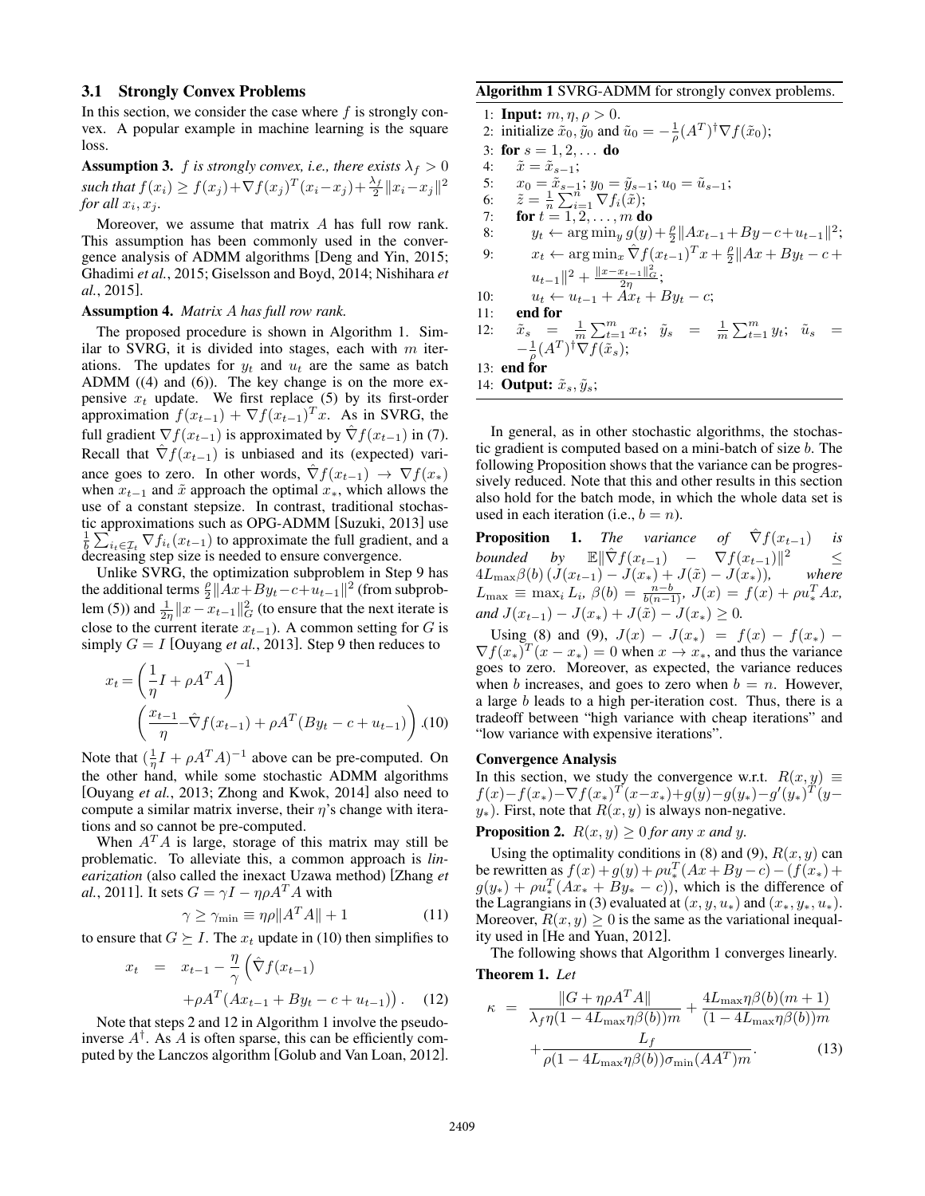### 3.1 Strongly Convex Problems

In this section, we consider the case where $f$ is strongly convex. A popular example in machine learning is the square loss.

**Assumption 3.** *$f$ is strongly convex, i.e., there exists $\lambda_f > 0$ such that $f(x_i) \geq f(x_j) + \nabla f(x_j)^T(x_i - x_j) + \frac{\lambda_f}{2}\|x_i - x_j\|^2$ for all $x_i, x_j$.*

Moreover, we assume that matrix $A$ has full row rank. This assumption has been commonly used in the convergence analysis of ADMM algorithms [Deng and Yin, 2015; Ghadimi *et al.*, 2015; Giselsson and Boyd, 2014; Nishihara *et al.*, 2015].

**Assumption 4.** *Matrix $A$ has full row rank.*

The proposed procedure is shown in Algorithm 1. Similar to SVRG, it is divided into stages, each with $m$ iterations. The updates for $y_t$ and $u_t$ are the same as batch ADMM ((4) and (6)). The key change is on the more expensive $x_t$ update. We first replace (5) by its first-order approximation $f(x_{t-1}) + \nabla f(x_{t-1})^T x$. As in SVRG, the full gradient $\nabla f(x_{t-1})$ is approximated by $\hat{\nabla} f(x_{t-1})$ in (7). Recall that $\hat{\nabla} f(x_{t-1})$ is unbiased and its (expected) variance goes to zero. In other words, $\hat{\nabla} f(x_{t-1}) \to \nabla f(x_*)$ when $x_{t-1}$ and $\tilde{x}$ approach the optimal $x_*$, which allows the use of a constant stepsize. In contrast, traditional stochastic approximations such as OPG-ADMM [Suzuki, 2013] use $\frac{1}{b}\sum_{i_t \in \mathcal{I}_t} \nabla f_{i_t}(x_{t-1})$ to approximate the full gradient, and a decreasing step size is needed to ensure convergence.

Unlike SVRG, the optimization subproblem in Step 9 has the additional terms $\frac{\rho}{2}\|Ax + By_t - c + u_{t-1}\|^2$ (from subproblem (5)) and $\frac{1}{2\eta}\|x - x_{t-1}\|_G^2$ (to ensure that the next iterate is close to the current iterate $x_{t-1}$). A common setting for $G$ is simply $G = I$ [Ouyang *et al.*, 2013]. Step 9 then reduces to

$$x_t = \left(\frac{1}{\eta}I + \rho A^T A\right)^{-1} \left(\frac{x_{t-1}}{\eta} - \hat{\nabla} f(x_{t-1}) + \rho A^T(By_t - c + u_{t-1})\right). \quad (10)$$

Note that $(\frac{1}{\eta}I + \rho A^T A)^{-1}$ above can be pre-computed. On the other hand, while some stochastic ADMM algorithms [Ouyang *et al.*, 2013; Zhong and Kwok, 2014] also need to compute a similar matrix inverse, their $\eta$'s change with iterations and so cannot be pre-computed.

When $A^T A$ is large, storage of this matrix may still be problematic. To alleviate this, a common approach is *linearization* (also called the inexact Uzawa method) [Zhang *et al.*, 2011]. It sets $G = \gamma I - \eta\rho A^T A$ with

$$\gamma \geq \gamma_{\min} \equiv \eta\rho\|A^T A\| + 1 \quad (11)$$

to ensure that $G \succeq I$. The $x_t$ update in (10) then simplifies to

$$x_t = x_{t-1} - \frac{\eta}{\gamma}\left(\hat{\nabla} f(x_{t-1}) + \rho A^T(Ax_{t-1} + By_t - c + u_{t-1})\right). \quad (12)$$

Note that steps 2 and 12 in Algorithm 1 involve the pseudo-inverse $A^\dagger$. As $A$ is often sparse, this can be efficiently computed by the Lanczos algorithm [Golub and Van Loan, 2012].

**Algorithm 1** SVRG-ADMM for strongly convex problems.

1: **Input:** $m, \eta, \rho > 0$.
2: initialize $\tilde{x}_0, \tilde{y}_0$ and $\tilde{u}_0 = -\frac{1}{\rho}(A^T)^\dagger \nabla f(\tilde{x}_0)$;
3: **for** $s = 1, 2, \ldots$ **do**
4: $\quad\tilde{x} = \tilde{x}_{s-1}$;
5: $\quad x_0 = \tilde{x}_{s-1}$; $y_0 = \tilde{y}_{s-1}$; $u_0 = \tilde{u}_{s-1}$;
6: $\quad\tilde{z} = \frac{1}{n}\sum_{i=1}^n \nabla f_i(\tilde{x})$;
7: $\quad$**for** $t = 1, 2, \ldots, m$ **do**
8: $\quad\quad y_t \leftarrow \arg\min_y g(y) + \frac{\rho}{2}\|Ax_{t-1} + By - c + u_{t-1}\|^2$;
9: $\quad\quad x_t \leftarrow \arg\min_x \hat{\nabla} f(x_{t-1})^T x + \frac{\rho}{2}\|Ax + By_t - c + u_{t-1}\|^2 + \frac{\|x - x_{t-1}\|_G^2}{2\eta}$;
10: $\quad\quad u_t \leftarrow u_{t-1} + Ax_t + By_t - c$;
11: $\quad$**end for**
12: $\quad\tilde{x}_s = \frac{1}{m}\sum_{t=1}^m x_t$; $\tilde{y}_s = \frac{1}{m}\sum_{t=1}^m y_t$; $\tilde{u}_s = -\frac{1}{\rho}(A^T)^\dagger \nabla f(\tilde{x}_s)$;
13: **end for**
14: **Output:** $\tilde{x}_s, \tilde{y}_s$;

In general, as in other stochastic algorithms, the stochastic gradient is computed based on a mini-batch of size $b$. The following Proposition shows that the variance can be progressively reduced. Note that this and other results in this section also hold for the batch mode, in which the whole data set is used in each iteration (i.e., $b = n$).

**Proposition 1.** *The variance of $\hat{\nabla} f(x_{t-1})$ is bounded by $\mathbb{E}\|\hat{\nabla} f(x_{t-1}) - \nabla f(x_{t-1})\|^2 \leq 4L_{\max}\beta(b)\left(J(x_{t-1}) - J(x_*) + J(\tilde{x}) - J(x_*)\right)$, where $L_{\max} \equiv \max_i L_i$, $\beta(b) = \frac{n-b}{b(n-1)}$, $J(x) = f(x) + \rho u_*^T Ax$, and $J(x_{t-1}) - J(x_*) + J(\tilde{x}) - J(x_*) \geq 0$.*

Using (8) and (9), $J(x) - J(x_*) = f(x) - f(x_*) - \nabla f(x_*)^T(x - x_*) = 0$ when $x \to x_*$, and thus the variance goes to zero. Moreover, as expected, the variance reduces when $b$ increases, and goes to zero when $b = n$. However, a large $b$ leads to a high per-iteration cost. Thus, there is a tradeoff between "high variance with cheap iterations" and "low variance with expensive iterations".

#### Convergence Analysis

In this section, we study the convergence w.r.t. $R(x, y) \equiv f(x) - f(x_*) - \nabla f(x_*)^T(x - x_*) + g(y) - g(y_*) - g'(y_*)^T(y - y_*)$. First, note that $R(x, y)$ is always non-negative.

**Proposition 2.** *$R(x, y) \geq 0$ for any $x$ and $y$.*

Using the optimality conditions in (8) and (9), $R(x, y)$ can be rewritten as $f(x) + g(y) + \rho u_*^T(Ax + By - c) - (f(x_*) + g(y_*) + \rho u_*^T(Ax_* + By_* - c))$, which is the difference of the Lagrangians in (3) evaluated at $(x, y, u_*)$ and $(x_*, y_*, u_*)$. Moreover, $R(x, y) \geq 0$ is the same as the variational inequality used in [He and Yuan, 2012].

The following shows that Algorithm 1 converges linearly.

**Theorem 1.** *Let*

$$\kappa = \frac{\|G + \eta\rho A^T A\|}{\lambda_f \eta(1 - 4L_{\max}\eta\beta(b))m} + \frac{4L_{\max}\eta\beta(b)(m+1)}{(1 - 4L_{\max}\eta\beta(b))m} + \frac{L_f}{\rho(1 - 4L_{\max}\eta\beta(b))\sigma_{\min}(AA^T)m}. \quad (13)$$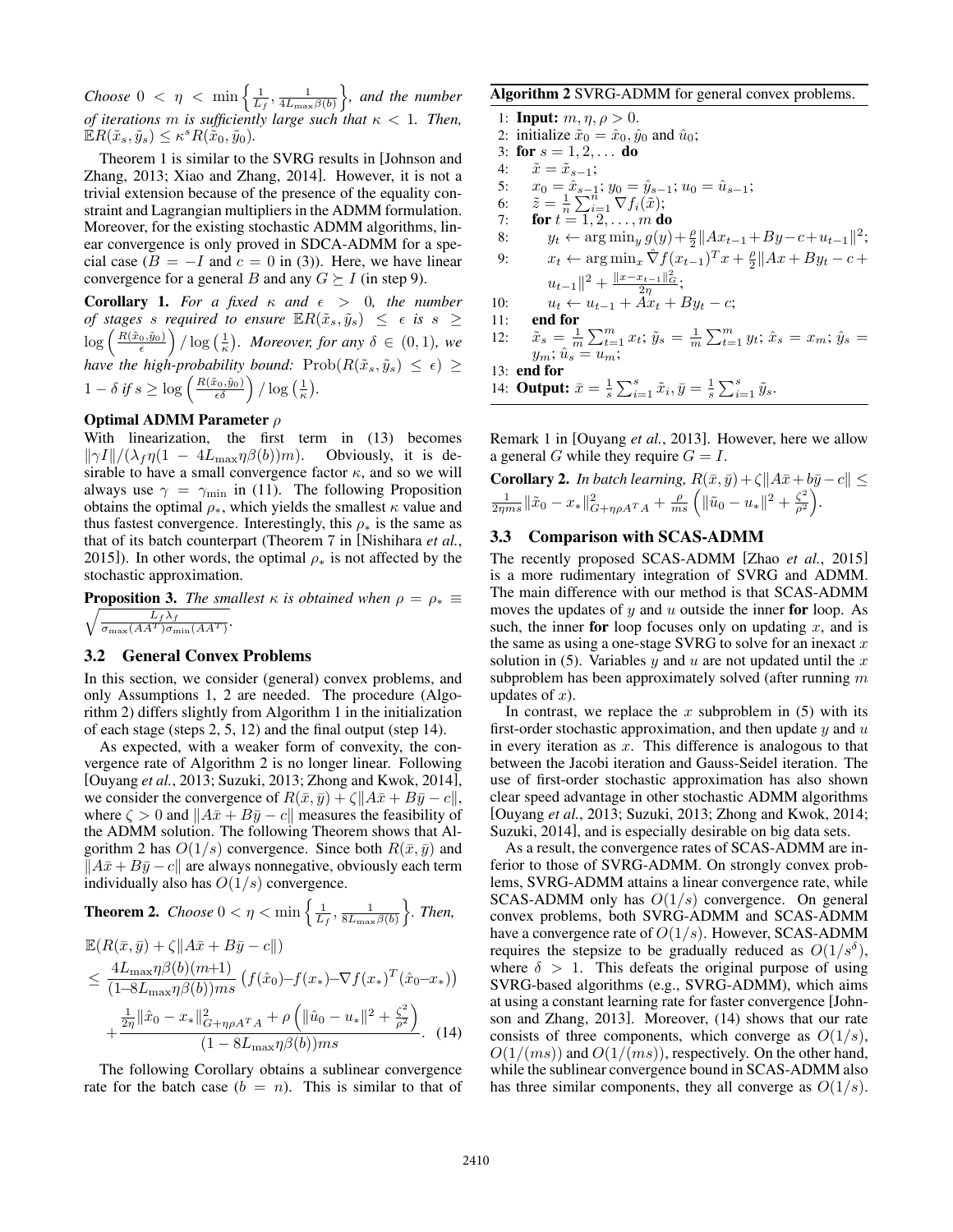*Choose* $0 < \eta < \min\left\{\frac{1}{L_f}, \frac{1}{4L_{\max}\beta(b)}\right\}$*, and the number of iterations* $m$ *is sufficiently large such that* $\kappa < 1$*. Then,* $\mathbb{E}R(\tilde{x}_s, \tilde{y}_s) \leq \kappa^s R(\tilde{x}_0, \tilde{y}_0)$.

Theorem 1 is similar to the SVRG results in [Johnson and Zhang, 2013; Xiao and Zhang, 2014]. However, it is not a trivial extension because of the presence of the equality constraint and Lagrangian multipliers in the ADMM formulation. Moreover, for the existing stochastic ADMM algorithms, linear convergence is only proved in SDCA-ADMM for a special case ($B = -I$ and $c = 0$ in (3)). Here, we have linear convergence for a general $B$ and any $G \succeq I$ (in step 9).

**Corollary 1.** *For a fixed* $\kappa$ *and* $\epsilon > 0$*, the number of stages* $s$ *required to ensure* $\mathbb{E}R(\tilde{x}_s, \tilde{y}_s) \leq \epsilon$ *is* $s \geq \log\left(\frac{R(\tilde{x}_0,\tilde{y}_0)}{\epsilon}\right)/\log\left(\frac{1}{\kappa}\right)$*. Moreover, for any* $\delta \in (0, 1)$*, we have the high-probability bound:* $\mathrm{Prob}(R(\tilde{x}_s, \tilde{y}_s) \leq \epsilon) \geq 1 - \delta$ *if* $s \geq \log\left(\frac{R(\tilde{x}_0,\tilde{y}_0)}{\epsilon\delta}\right)/\log\left(\frac{1}{\kappa}\right)$.

#### Optimal ADMM Parameter $\rho$

With linearization, the first term in (13) becomes $\|\gamma I\|/(\lambda_f \eta(1 - 4L_{\max}\eta\beta(b))m)$. Obviously, it is desirable to have a small convergence factor $\kappa$, and so we will always use $\gamma = \gamma_{\min}$ in (11). The following Proposition obtains the optimal $\rho_*$, which yields the smallest $\kappa$ value and thus fastest convergence. Interestingly, this $\rho_*$ is the same as that of its batch counterpart (Theorem 7 in [Nishihara *et al.*, 2015]). In other words, the optimal $\rho_*$ is not affected by the stochastic approximation.

**Proposition 3.** *The smallest* $\kappa$ *is obtained when* $\rho = \rho_* \equiv \sqrt{\frac{L_f \lambda_f}{\sigma_{\max}(AA^T)\sigma_{\min}(AA^T)}}$.

### 3.2 General Convex Problems

In this section, we consider (general) convex problems, and only Assumptions 1, 2 are needed. The procedure (Algorithm 2) differs slightly from Algorithm 1 in the initialization of each stage (steps 2, 5, 12) and the final output (step 14).

As expected, with a weaker form of convexity, the convergence rate of Algorithm 2 is no longer linear. Following [Ouyang *et al.*, 2013; Suzuki, 2013; Zhong and Kwok, 2014], we consider the convergence of $R(\bar{x}, \bar{y}) + \zeta\|A\bar{x} + B\bar{y} - c\|$, where $\zeta > 0$ and $\|A\bar{x} + B\bar{y} - c\|$ measures the feasibility of the ADMM solution. The following Theorem shows that Algorithm 2 has $O(1/s)$ convergence. Since both $R(\bar{x}, \bar{y})$ and $\|A\bar{x} + B\bar{y} - c\|$ are always nonnegative, obviously each term individually also has $O(1/s)$ convergence.

**Theorem 2.** *Choose* $0 < \eta < \min\left\{\frac{1}{L_f}, \frac{1}{8L_{\max}\beta(b)}\right\}$*. Then,*

$$
\begin{aligned}
&\mathbb{E}(R(\bar{x}, \bar{y}) + \zeta\|A\bar{x} + B\bar{y} - c\|) \\
&\leq \frac{4L_{\max}\eta\beta(b)(m+1)}{(1-8L_{\max}\eta\beta(b))ms}\left(f(\hat{x}_0) - f(x_*) - \nabla f(x_*)^T(\hat{x}_0 - x_*)\right) \\
&\quad + \frac{\frac{1}{2\eta}\|\hat{x}_0 - x_*\|^2_{G+\eta\rho A^T A} + \rho\left(\|\hat{u}_0 - u_*\|^2 + \frac{\zeta^2}{\rho^2}\right)}{(1-8L_{\max}\eta\beta(b))ms}. \quad (14)
\end{aligned}
$$

The following Corollary obtains a sublinear convergence rate for the batch case ($b = n$). This is similar to that of Remark 1 in [Ouyang *et al.*, 2013]. However, here we allow a general $G$ while they require $G = I$.

**Algorithm 2** SVRG-ADMM for general convex problems.

```
1: Input: m, η, ρ > 0.
2: initialize x̃_0 = x̂_0, ŷ_0 and û_0;
3: for s = 1, 2, ... do
4:   x̃ = x̃_{s-1};
5:   x_0 = x̂_{s-1}; y_0 = ŷ_{s-1}; u_0 = û_{s-1};
6:   z̃ = (1/n) Σ_{i=1}^n ∇f_i(x̃);
7:   for t = 1, 2, ..., m do
8:     y_t ← argmin_y g(y) + (ρ/2)||Ax_{t-1} + By - c + u_{t-1}||^2;
9:     x_t ← argmin_x ∇̂f(x_{t-1})^T x + (ρ/2)||Ax + By_t - c + u_{t-1}||^2 + ||x - x_{t-1}||_G^2 / (2η);
10:    u_t ← u_{t-1} + Ax_t + By_t - c;
11:  end for
12:  x̃_s = (1/m) Σ_{t=1}^m x_t; ỹ_s = (1/m) Σ_{t=1}^m y_t; x̂_s = x_m; ŷ_s = y_m; û_s = u_m;
13: end for
14: Output: x̄ = (1/s) Σ_{i=1}^s x̃_i, ȳ = (1/s) Σ_{i=1}^s ỹ_s.
```

**Corollary 2.** *In batch learning,* $R(\bar{x}, \bar{y}) + \zeta\|A\bar{x} + b\bar{y} - c\| \leq \frac{1}{2\eta m s}\|\tilde{x}_0 - x_*\|^2_{G+\eta\rho A^T A} + \frac{\rho}{ms}\left(\|\tilde{u}_0 - u_*\|^2 + \frac{\zeta^2}{\rho^2}\right)$.

### 3.3 Comparison with SCAS-ADMM

The recently proposed SCAS-ADMM [Zhao *et al.*, 2015] is a more rudimentary integration of SVRG and ADMM. The main difference with our method is that SCAS-ADMM moves the updates of $y$ and $u$ outside the inner **for** loop. As such, the inner **for** loop focuses only on updating $x$, and is the same as using a one-stage SVRG to solve for an inexact $x$ solution in (5). Variables $y$ and $u$ are not updated until the $x$ subproblem has been approximately solved (after running $m$ updates of $x$).

In contrast, we replace the $x$ subproblem in (5) with its first-order stochastic approximation, and then update $y$ and $u$ in every iteration as $x$. This difference is analogous to that between the Jacobi iteration and Gauss-Seidel iteration. The use of first-order stochastic approximation has also shown clear speed advantage in other stochastic ADMM algorithms [Ouyang *et al.*, 2013; Suzuki, 2013; Zhong and Kwok, 2014; Suzuki, 2014], and is especially desirable on big data sets.

As a result, the convergence rates of SCAS-ADMM are inferior to those of SVRG-ADMM. On strongly convex problems, SVRG-ADMM attains a linear convergence rate, while SCAS-ADMM only has $O(1/s)$ convergence. On general convex problems, both SVRG-ADMM and SCAS-ADMM have a convergence rate of $O(1/s)$. However, SCAS-ADMM requires the stepsize to be gradually reduced as $O(1/s^\delta)$, where $\delta > 1$. This defeats the original purpose of using SVRG-based algorithms (e.g., SVRG-ADMM), which aims at using a constant learning rate for faster convergence [Johnson and Zhang, 2013]. Moreover, (14) shows that our rate consists of three components, which converge as $O(1/s)$, $O(1/(ms))$ and $O(1/(ms))$, respectively. On the other hand, while the sublinear convergence bound in SCAS-ADMM also has three similar components, they all converge as $O(1/s)$.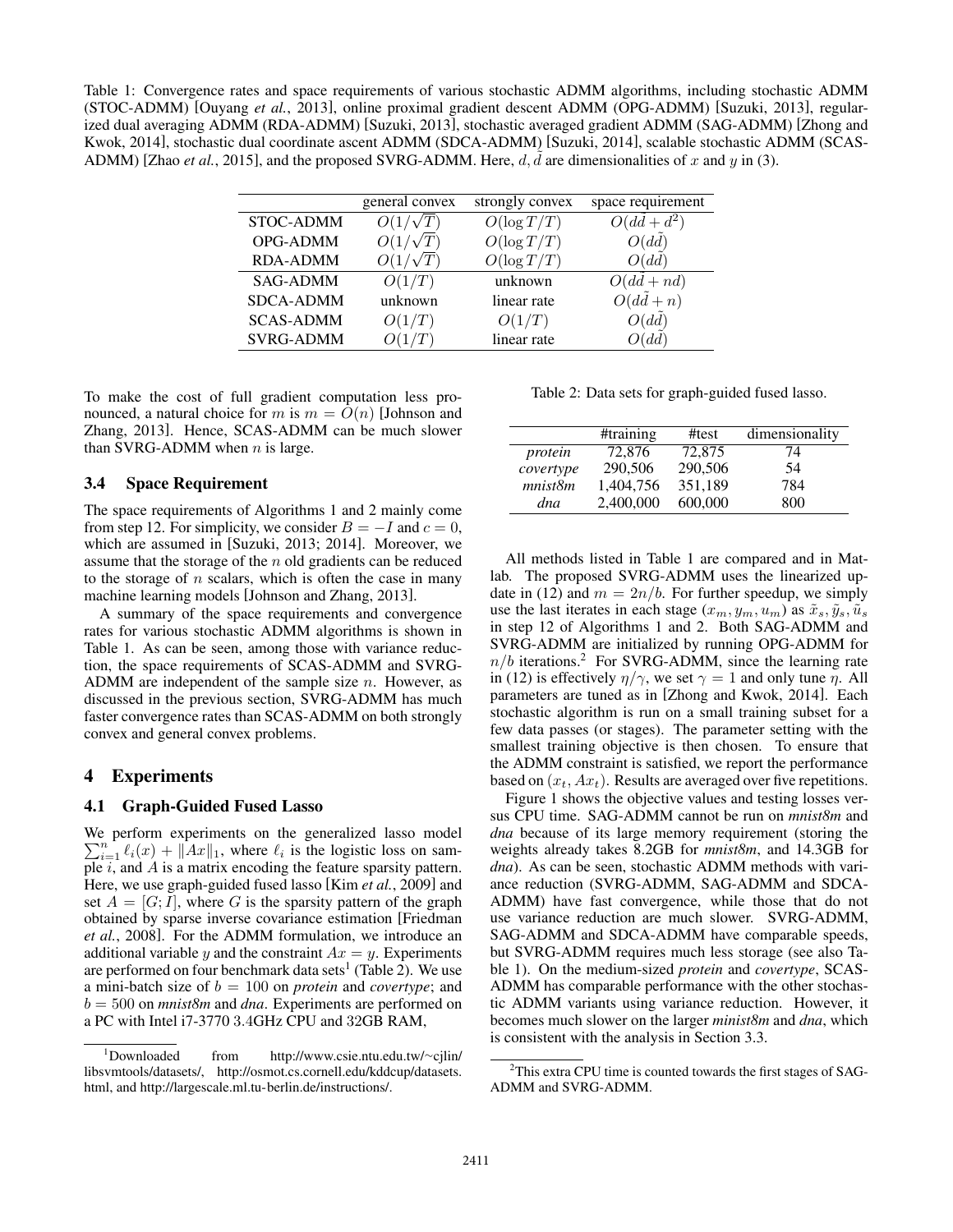Table 1: Convergence rates and space requirements of various stochastic ADMM algorithms, including stochastic ADMM (STOC-ADMM) [Ouyang *et al.*, 2013], online proximal gradient descent ADMM (OPG-ADMM) [Suzuki, 2013], regularized dual averaging ADMM (RDA-ADMM) [Suzuki, 2013], stochastic averaged gradient ADMM (SAG-ADMM) [Zhong and Kwok, 2014], stochastic dual coordinate ascent ADMM (SDCA-ADMM) [Suzuki, 2014], scalable stochastic ADMM (SCAS-ADMM) [Zhao *et al.*, 2015], and the proposed SVRG-ADMM. Here, $d, \tilde{d}$ are dimensionalities of $x$ and $y$ in (3).

| | general convex | strongly convex | space requirement |
|---|---|---|---|
| STOC-ADMM | $O(1/\sqrt{T})$ | $O(\log T/T)$ | $O(d\tilde{d} + d^2)$ |
| OPG-ADMM | $O(1/\sqrt{T})$ | $O(\log T/T)$ | $O(d\tilde{d})$ |
| RDA-ADMM | $O(1/\sqrt{T})$ | $O(\log T/T)$ | $O(d\tilde{d})$ |
| SAG-ADMM | $O(1/T)$ | unknown | $O(d\tilde{d} + nd)$ |
| SDCA-ADMM | unknown | linear rate | $O(d\tilde{d} + n)$ |
| SCAS-ADMM | $O(1/T)$ | $O(1/T)$ | $O(d\tilde{d})$ |
| SVRG-ADMM | $O(1/T)$ | linear rate | $O(d\tilde{d})$ |

To make the cost of full gradient computation less pronounced, a natural choice for $m$ is $m = O(n)$ [Johnson and Zhang, 2013]. Hence, SCAS-ADMM can be much slower than SVRG-ADMM when $n$ is large.

### 3.4 Space Requirement

The space requirements of Algorithms 1 and 2 mainly come from step 12. For simplicity, we consider $B = -I$ and $c = 0$, which are assumed in [Suzuki, 2013; 2014]. Moreover, we assume that the storage of the $n$ old gradients can be reduced to the storage of $n$ scalars, which is often the case in many machine learning models [Johnson and Zhang, 2013].

A summary of the space requirements and convergence rates for various stochastic ADMM algorithms is shown in Table 1. As can be seen, among those with variance reduction, the space requirements of SCAS-ADMM and SVRG-ADMM are independent of the sample size $n$. However, as discussed in the previous section, SVRG-ADMM has much faster convergence rates than SCAS-ADMM on both strongly convex and general convex problems.

## 4 Experiments

### 4.1 Graph-Guided Fused Lasso

We perform experiments on the generalized lasso model $\sum_{i=1}^{n} \ell_i(x) + \|Ax\|_1$, where $\ell_i$ is the logistic loss on sample $i$, and $A$ is a matrix encoding the feature sparsity pattern. Here, we use graph-guided fused lasso [Kim *et al.*, 2009] and set $A = [G; I]$, where $G$ is the sparsity pattern of the graph obtained by sparse inverse covariance estimation [Friedman *et al.*, 2008]. For the ADMM formulation, we introduce an additional variable $y$ and the constraint $Ax = y$. Experiments are performed on four benchmark data sets[1] (Table 2). We use a mini-batch size of $b = 100$ on *protein* and *covertype*; and $b = 500$ on *mnist8m* and *dna*. Experiments are performed on a PC with Intel i7-3770 3.4GHz CPU and 32GB RAM,

[1]Downloaded from http://www.csie.ntu.edu.tw/~cjlin/libsvmtools/datasets/, http://osmot.cs.cornell.edu/kddcup/datasets.html, and http://largescale.ml.tu-berlin.de/instructions/.

Table 2: Data sets for graph-guided fused lasso.

| | #training | #test | dimensionality |
|---|---|---|---|
| *protein* | 72,876 | 72,875 | 74 |
| *covertype* | 290,506 | 290,506 | 54 |
| *mnist8m* | 1,404,756 | 351,189 | 784 |
| *dna* | 2,400,000 | 600,000 | 800 |

All methods listed in Table 1 are compared and in Matlab. The proposed SVRG-ADMM uses the linearized update in (12) and $m = 2n/b$. For further speedup, we simply use the last iterates in each stage $(x_m, y_m, u_m)$ as $\tilde{x}_s, \tilde{y}_s, \tilde{u}_s$ in step 12 of Algorithms 1 and 2. Both SAG-ADMM and SVRG-ADMM are initialized by running OPG-ADMM for $n/b$ iterations.[2] For SVRG-ADMM, since the learning rate in (12) is effectively $\eta/\gamma$, we set $\gamma = 1$ and only tune $\eta$. All parameters are tuned as in [Zhong and Kwok, 2014]. Each stochastic algorithm is run on a small training subset for a few data passes (or stages). The parameter setting with the smallest training objective is then chosen. To ensure that the ADMM constraint is satisfied, we report the performance based on $(x_t, Ax_t)$. Results are averaged over five repetitions.

Figure 1 shows the objective values and testing losses versus CPU time. SAG-ADMM cannot be run on *mnist8m* and *dna* because of its large memory requirement (storing the weights already takes 8.2GB for *mnist8m*, and 14.3GB for *dna*). As can be seen, stochastic ADMM methods with variance reduction (SVRG-ADMM, SAG-ADMM and SDCA-ADMM) have fast convergence, while those that do not use variance reduction are much slower. SVRG-ADMM, SAG-ADMM and SDCA-ADMM have comparable speeds, but SVRG-ADMM requires much less storage (see also Table 1). On the medium-sized *protein* and *covertype*, SCAS-ADMM has comparable performance with the other stochastic ADMM variants using variance reduction. However, it becomes much slower on the larger *minist8m* and *dna*, which is consistent with the analysis in Section 3.3.

[2]This extra CPU time is counted towards the first stages of SAG-ADMM and SVRG-ADMM.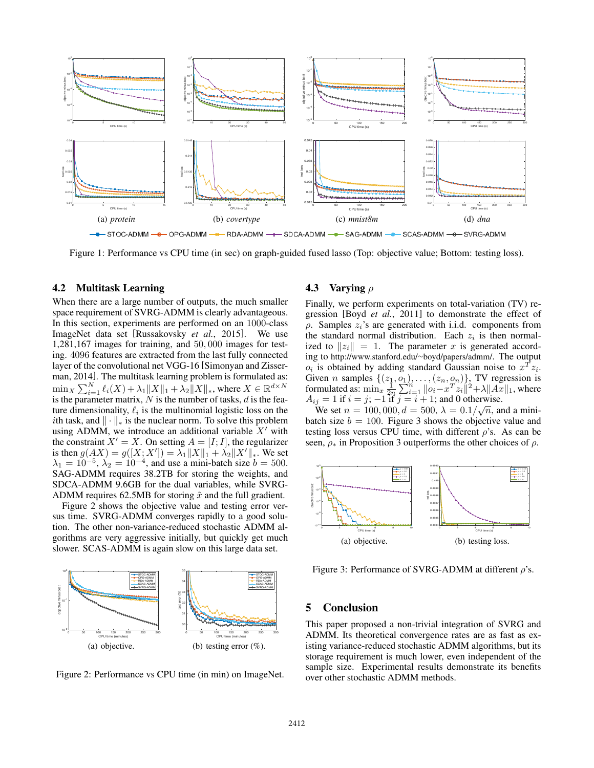Figure 1: Performance vs CPU time (in sec) on graph-guided fused lasso (Top: objective value; Bottom: testing loss).

### 4.2 Multitask Learning

When there are a large number of outputs, the much smaller space requirement of SVRG-ADMM is clearly advantageous. In this section, experiments are performed on an 1000-class ImageNet data set [Russakovsky *et al.*, 2015]. We use 1,281,167 images for training, and 50,000 images for testing. 4096 features are extracted from the last fully connected layer of the convolutional net VGG-16 [Simonyan and Zisserman, 2014]. The multitask learning problem is formulated as: $\min_X \sum_{i=1}^N \ell_i(X) + \lambda_1 \|X\|_1 + \lambda_2 \|X\|_*$, where $X \in \mathbb{R}^{d \times N}$ is the parameter matrix, $N$ is the number of tasks, $d$ is the feature dimensionality, $\ell_i$ is the multinomial logistic loss on the $i$th task, and $\|\cdot\|_*$ is the nuclear norm. To solve this problem using ADMM, we introduce an additional variable $X'$ with the constraint $X' = X$. On setting $A = [I; I]$, the regularizer is then $g(AX) = g([X; X']) = \lambda_1 \|X\|_1 + \lambda_2 \|X'\|_*$. We set $\lambda_1 = 10^{-5}$, $\lambda_2 = 10^{-4}$, and use a mini-batch size $b = 500$. SAG-ADMM requires 38.2TB for storing the weights, and SDCA-ADMM 9.6GB for the dual variables, while SVRG-ADMM requires 62.5MB for storing $\tilde{x}$ and the full gradient.

Figure 2 shows the objective value and testing error versus time. SVRG-ADMM converges rapidly to a good solution. The other non-variance-reduced stochastic ADMM algorithms are very aggressive initially, but quickly get much slower. SCAS-ADMM is again slow on this large data set.

(a) objective. (b) testing error (%).

Figure 2: Performance vs CPU time (in min) on ImageNet.

### 4.3 Varying $\rho$

Finally, we perform experiments on total-variation (TV) regression [Boyd *et al.*, 2011] to demonstrate the effect of $\rho$. Samples $z_i$'s are generated with i.i.d. components from the standard normal distribution. Each $z_i$ is then normalized to $\|z_i\| = 1$. The parameter $x$ is generated according to http://www.stanford.edu/~boyd/papers/admm/. The output $o_i$ is obtained by adding standard Gaussian noise to $x^T z_i$. Given $n$ samples $\{(z_1, o_1), \dots, (z_n, o_n)\}$, TV regression is formulated as: $\min_x \frac{1}{2n} \sum_{i=1}^n \|o_i - x^T z_i\|^2 + \lambda \|Ax\|_1$, where $A_{ij} = 1$ if $i = j$; $-1$ if $j = i + 1$; and 0 otherwise.

We set $n = 100,000$, $d = 500$, $\lambda = 0.1/\sqrt{n}$, and a mini-batch size $b = 100$. Figure 3 shows the objective value and testing loss versus CPU time, with different $\rho$'s. As can be seen, $\rho_*$ in Proposition 3 outperforms the other choices of $\rho$.

(a) objective. (b) testing loss.

Figure 3: Performance of SVRG-ADMM at different $\rho$'s.

## 5 Conclusion

This paper proposed a non-trivial integration of SVRG and ADMM. Its theoretical convergence rates are as fast as existing variance-reduced stochastic ADMM algorithms, but its storage requirement is much lower, even independent of the sample size. Experimental results demonstrate its benefits over other stochastic ADMM methods.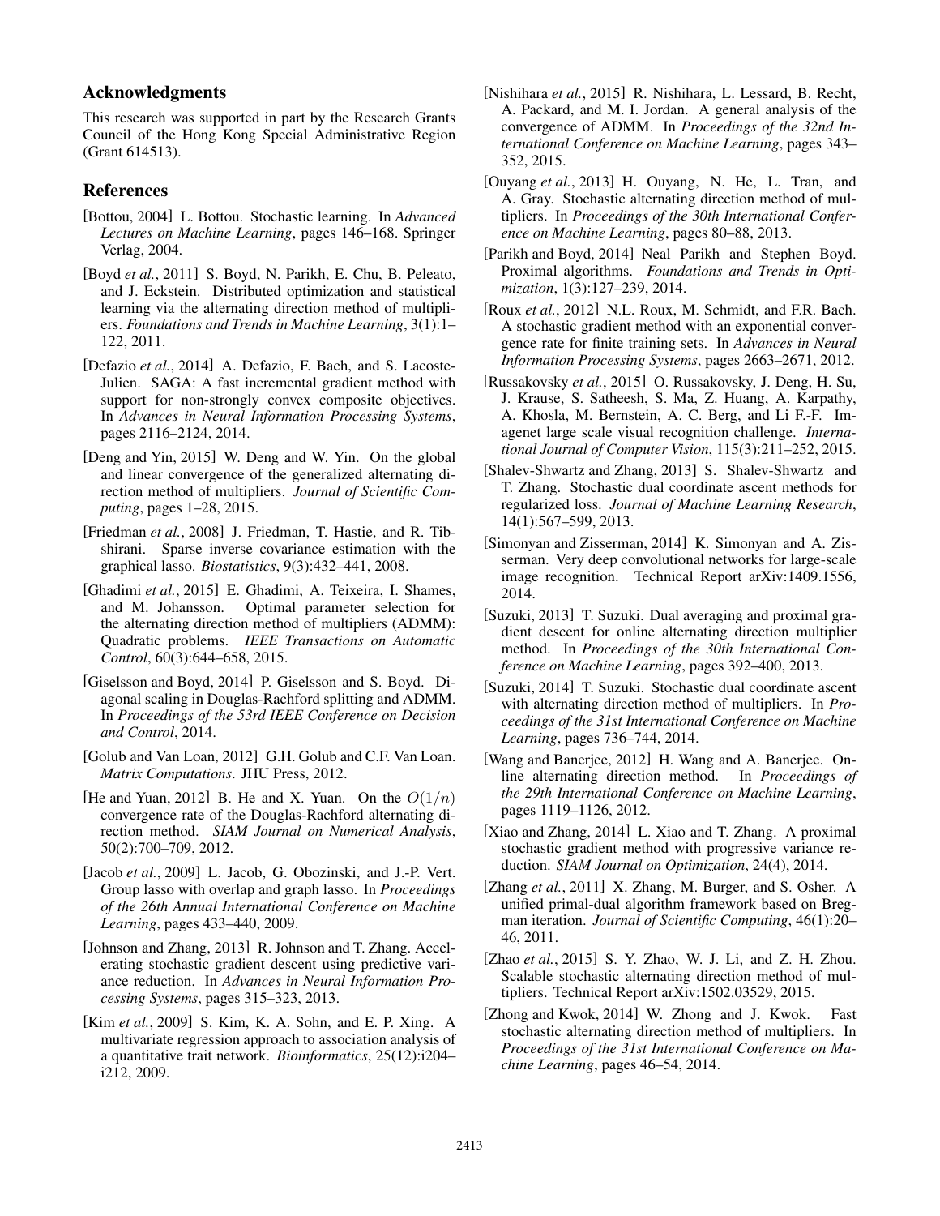## Acknowledgments

This research was supported in part by the Research Grants Council of the Hong Kong Special Administrative Region (Grant 614513).

## References

[Bottou, 2004] L. Bottou. Stochastic learning. In *Advanced Lectures on Machine Learning*, pages 146–168. Springer Verlag, 2004.

[Boyd *et al.*, 2011] S. Boyd, N. Parikh, E. Chu, B. Peleato, and J. Eckstein. Distributed optimization and statistical learning via the alternating direction method of multipliers. *Foundations and Trends in Machine Learning*, 3(1):1–122, 2011.

[Defazio *et al.*, 2014] A. Defazio, F. Bach, and S. Lacoste-Julien. SAGA: A fast incremental gradient method with support for non-strongly convex composite objectives. In *Advances in Neural Information Processing Systems*, pages 2116–2124, 2014.

[Deng and Yin, 2015] W. Deng and W. Yin. On the global and linear convergence of the generalized alternating direction method of multipliers. *Journal of Scientific Computing*, pages 1–28, 2015.

[Friedman *et al.*, 2008] J. Friedman, T. Hastie, and R. Tibshirani. Sparse inverse covariance estimation with the graphical lasso. *Biostatistics*, 9(3):432–441, 2008.

[Ghadimi *et al.*, 2015] E. Ghadimi, A. Teixeira, I. Shames, and M. Johansson. Optimal parameter selection for the alternating direction method of multipliers (ADMM): Quadratic problems. *IEEE Transactions on Automatic Control*, 60(3):644–658, 2015.

[Giselsson and Boyd, 2014] P. Giselsson and S. Boyd. Diagonal scaling in Douglas-Rachford splitting and ADMM. In *Proceedings of the 53rd IEEE Conference on Decision and Control*, 2014.

[Golub and Van Loan, 2012] G.H. Golub and C.F. Van Loan. *Matrix Computations*. JHU Press, 2012.

[He and Yuan, 2012] B. He and X. Yuan. On the $O(1/n)$ convergence rate of the Douglas-Rachford alternating direction method. *SIAM Journal on Numerical Analysis*, 50(2):700–709, 2012.

[Jacob *et al.*, 2009] L. Jacob, G. Obozinski, and J.-P. Vert. Group lasso with overlap and graph lasso. In *Proceedings of the 26th Annual International Conference on Machine Learning*, pages 433–440, 2009.

[Johnson and Zhang, 2013] R. Johnson and T. Zhang. Accelerating stochastic gradient descent using predictive variance reduction. In *Advances in Neural Information Processing Systems*, pages 315–323, 2013.

[Kim *et al.*, 2009] S. Kim, K. A. Sohn, and E. P. Xing. A multivariate regression approach to association analysis of a quantitative trait network. *Bioinformatics*, 25(12):i204–i212, 2009.

[Nishihara *et al.*, 2015] R. Nishihara, L. Lessard, B. Recht, A. Packard, and M. I. Jordan. A general analysis of the convergence of ADMM. In *Proceedings of the 32nd International Conference on Machine Learning*, pages 343–352, 2015.

[Ouyang *et al.*, 2013] H. Ouyang, N. He, L. Tran, and A. Gray. Stochastic alternating direction method of multipliers. In *Proceedings of the 30th International Conference on Machine Learning*, pages 80–88, 2013.

[Parikh and Boyd, 2014] Neal Parikh and Stephen Boyd. Proximal algorithms. *Foundations and Trends in Optimization*, 1(3):127–239, 2014.

[Roux *et al.*, 2012] N.L. Roux, M. Schmidt, and F.R. Bach. A stochastic gradient method with an exponential convergence rate for finite training sets. In *Advances in Neural Information Processing Systems*, pages 2663–2671, 2012.

[Russakovsky *et al.*, 2015] O. Russakovsky, J. Deng, H. Su, J. Krause, S. Satheesh, S. Ma, Z. Huang, A. Karpathy, A. Khosla, M. Bernstein, A. C. Berg, and Li F.-F. Imagenet large scale visual recognition challenge. *International Journal of Computer Vision*, 115(3):211–252, 2015.

[Shalev-Shwartz and Zhang, 2013] S. Shalev-Shwartz and T. Zhang. Stochastic dual coordinate ascent methods for regularized loss. *Journal of Machine Learning Research*, 14(1):567–599, 2013.

[Simonyan and Zisserman, 2014] K. Simonyan and A. Zisserman. Very deep convolutional networks for large-scale image recognition. Technical Report arXiv:1409.1556, 2014.

[Suzuki, 2013] T. Suzuki. Dual averaging and proximal gradient descent for online alternating direction multiplier method. In *Proceedings of the 30th International Conference on Machine Learning*, pages 392–400, 2013.

[Suzuki, 2014] T. Suzuki. Stochastic dual coordinate ascent with alternating direction method of multipliers. In *Proceedings of the 31st International Conference on Machine Learning*, pages 736–744, 2014.

[Wang and Banerjee, 2012] H. Wang and A. Banerjee. Online alternating direction method. In *Proceedings of the 29th International Conference on Machine Learning*, pages 1119–1126, 2012.

[Xiao and Zhang, 2014] L. Xiao and T. Zhang. A proximal stochastic gradient method with progressive variance reduction. *SIAM Journal on Optimization*, 24(4), 2014.

[Zhang *et al.*, 2011] X. Zhang, M. Burger, and S. Osher. A unified primal-dual algorithm framework based on Bregman iteration. *Journal of Scientific Computing*, 46(1):20–46, 2011.

[Zhao *et al.*, 2015] S. Y. Zhao, W. J. Li, and Z. H. Zhou. Scalable stochastic alternating direction method of multipliers. Technical Report arXiv:1502.03529, 2015.

[Zhong and Kwok, 2014] W. Zhong and J. Kwok. Fast stochastic alternating direction method of multipliers. In *Proceedings of the 31st International Conference on Machine Learning*, pages 46–54, 2014.